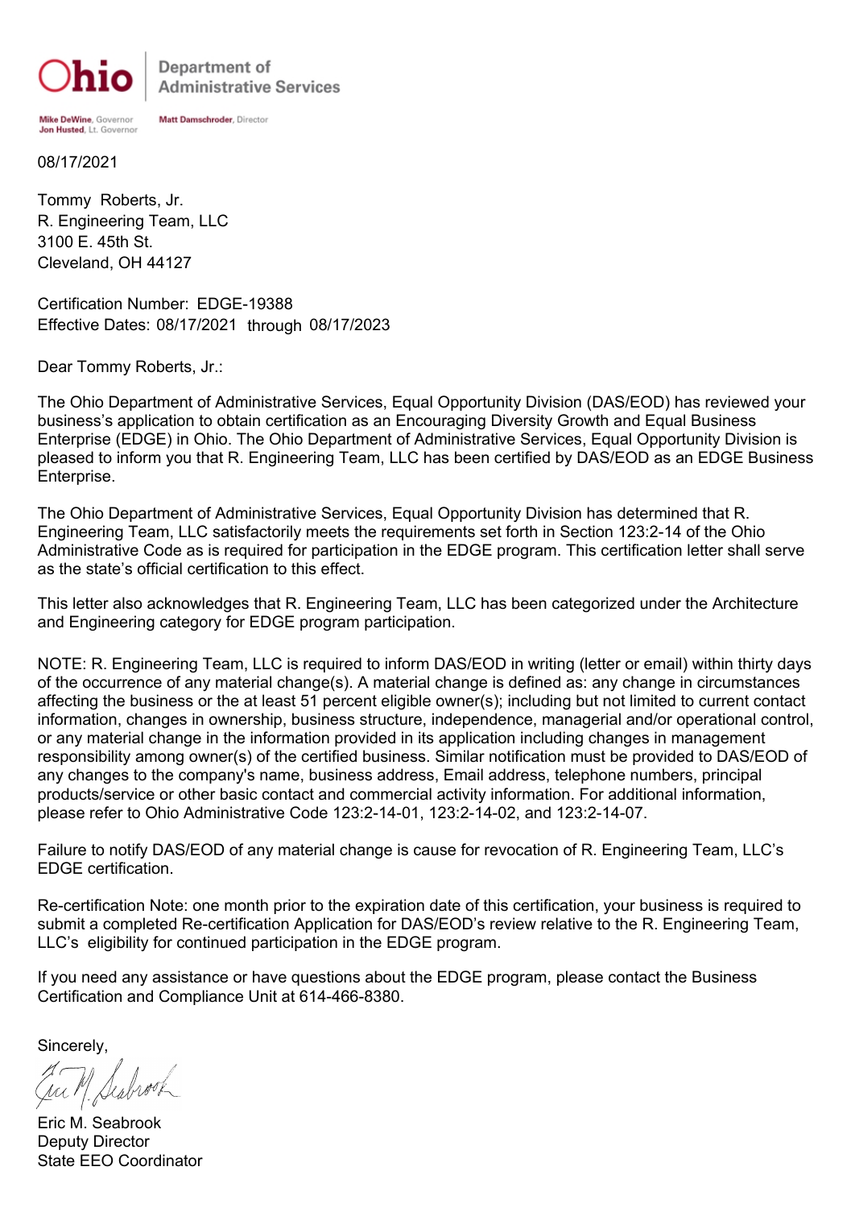Ohio | Department of Administrative Services

Mike DeWine, Governor
Jon Husted, Lt. Governor

Matt Damschroder, Director

08/17/2021

Tommy Roberts, Jr.
R. Engineering Team, LLC
3100 E. 45th St.
Cleveland, OH 44127

Certification Number: EDGE-19388
Effective Dates: 08/17/2021 through 08/17/2023

Dear Tommy Roberts, Jr.:

The Ohio Department of Administrative Services, Equal Opportunity Division (DAS/EOD) has reviewed your business's application to obtain certification as an Encouraging Diversity Growth and Equal Business Enterprise (EDGE) in Ohio. The Ohio Department of Administrative Services, Equal Opportunity Division is pleased to inform you that R. Engineering Team, LLC has been certified by DAS/EOD as an EDGE Business Enterprise.

The Ohio Department of Administrative Services, Equal Opportunity Division has determined that R. Engineering Team, LLC satisfactorily meets the requirements set forth in Section 123:2-14 of the Ohio Administrative Code as is required for participation in the EDGE program. This certification letter shall serve as the state's official certification to this effect.

This letter also acknowledges that R. Engineering Team, LLC has been categorized under the Architecture and Engineering category for EDGE program participation.

NOTE: R. Engineering Team, LLC is required to inform DAS/EOD in writing (letter or email) within thirty days of the occurrence of any material change(s). A material change is defined as: any change in circumstances affecting the business or the at least 51 percent eligible owner(s); including but not limited to current contact information, changes in ownership, business structure, independence, managerial and/or operational control, or any material change in the information provided in its application including changes in management responsibility among owner(s) of the certified business. Similar notification must be provided to DAS/EOD of any changes to the company's name, business address, Email address, telephone numbers, principal products/service or other basic contact and commercial activity information. For additional information, please refer to Ohio Administrative Code 123:2-14-01, 123:2-14-02, and 123:2-14-07.

Failure to notify DAS/EOD of any material change is cause for revocation of R. Engineering Team, LLC's EDGE certification.

Re-certification Note: one month prior to the expiration date of this certification, your business is required to submit a completed Re-certification Application for DAS/EOD's review relative to the R. Engineering Team, LLC's eligibility for continued participation in the EDGE program.

If you need any assistance or have questions about the EDGE program, please contact the Business Certification and Compliance Unit at 614-466-8380.

Sincerely,

Eric M. Seabrook
Deputy Director
State EEO Coordinator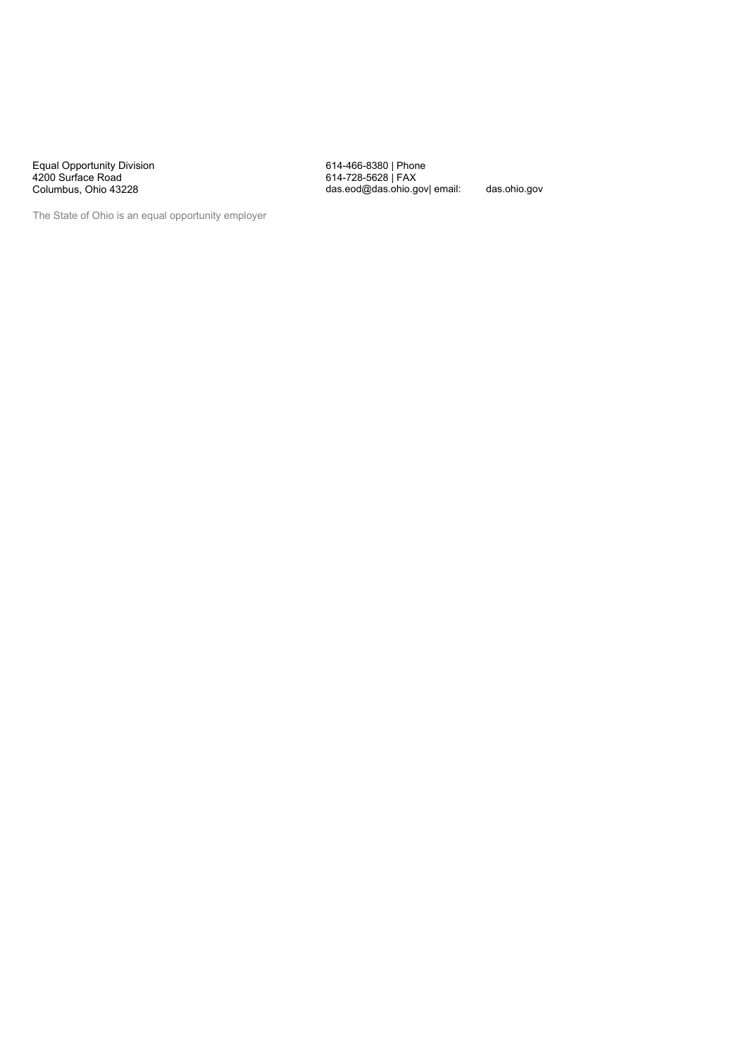Equal Opportunity Division
4200 Surface Road
Columbus, Ohio 43228

614-466-8380 | Phone
614-728-5628 | FAX
das.eod@das.ohio.gov| email: das.ohio.gov

The State of Ohio is an equal opportunity employer